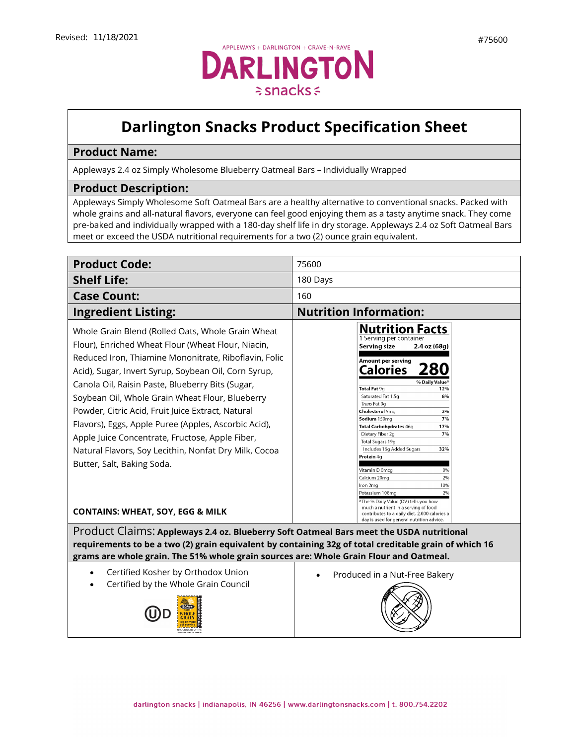Revised: 11/18/2021

#75600

APPLEWAYS + DARLINGTON + CRAVE-N-RAVE

# DARLINGTON snacks

## Darlington Snacks Product Specification Sheet

### Product Name:

Appleways 2.4 oz Simply Wholesome Blueberry Oatmeal Bars – Individually Wrapped

### Product Description:

Appleways Simply Wholesome Soft Oatmeal Bars are a healthy alternative to conventional snacks. Packed with whole grains and all-natural flavors, everyone can feel good enjoying them as a tasty anytime snack. They come pre-baked and individually wrapped with a 180-day shelf life in dry storage. Appleways 2.4 oz Soft Oatmeal Bars meet or exceed the USDA nutritional requirements for a two (2) ounce grain equivalent.

| **Product Code:** | 75600 |
|---|---|
| **Shelf Life:** | 180 Days |
| **Case Count:** | 160 |

### Ingredient Listing:

Whole Grain Blend (Rolled Oats, Whole Grain Wheat Flour), Enriched Wheat Flour (Wheat Flour, Niacin, Reduced Iron, Thiamine Mononitrate, Riboflavin, Folic Acid), Sugar, Invert Syrup, Soybean Oil, Corn Syrup, Canola Oil, Raisin Paste, Blueberry Bits (Sugar, Soybean Oil, Whole Grain Wheat Flour, Blueberry Powder, Citric Acid, Fruit Juice Extract, Natural Flavors), Eggs, Apple Puree (Apples, Ascorbic Acid), Apple Juice Concentrate, Fructose, Apple Fiber, Natural Flavors, Soy Lecithin, Nonfat Dry Milk, Cocoa Butter, Salt, Baking Soda.

**CONTAINS: WHEAT, SOY, EGG & MILK**

### Nutrition Information:

**Nutrition Facts**

1 Serving per container

**Serving size 2.4 oz (68g)**

**Amount per serving**

**Calories 280**

| | % Daily Value* |
|---|---|
| **Total Fat** 9g | 12% |
| Saturated Fat 1.5g | 8% |
| *Trans* Fat 0g | |
| **Cholesterol** 5mg | 2% |
| **Sodium** 150mg | 7% |
| **Total Carbohydrates** 46g | 17% |
| Dietary Fiber 2g | 7% |
| Total Sugars 19g | |
| Includes 16g Added Sugars | 32% |
| **Protein** 4g | |
| Vitamin D 0mcg | 0% |
| Calcium 20mg | 2% |
| Iron 2mg | 10% |
| Potassium 108mg | 2% |

*The % Daily Value (DV) tells you how much a nutrient in a serving of food contributes to a daily diet. 2,000 calories a day is used for general nutrition advice.

Product Claims: **Appleways 2.4 oz. Blueberry Soft Oatmeal Bars meet the USDA nutritional requirements to be a two (2) grain equivalent by containing 32g of total creditable grain of which 16 grams are whole grain. The 51% whole grain sources are: Whole Grain Flour and Oatmeal.**

- Certified Kosher by Orthodox Union
- Certified by the Whole Grain Council

- Produced in a Nut-Free Bakery

darlington snacks | indianapolis, IN 46256 | www.darlingtonsnacks.com | t. 800.754.2202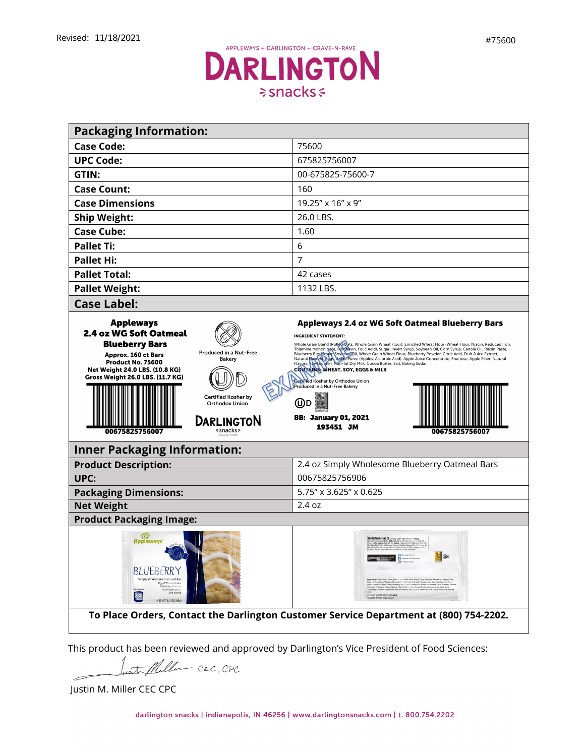Revised: 11/18/2021

#75600

APPLEWAYS + DARLINGTON + CRAVE-N-RAVE

# DARLINGTON snacks

| Packaging Information: | |
|---|---|
| **Case Code:** | 75600 |
| **UPC Code:** | 675825756007 |
| **GTIN:** | 00-675825-75600-7 |
| **Case Count:** | 160 |
| **Case Dimensions** | 19.25" x 16" x 9" |
| **Ship Weight:** | 26.0 LBS. |
| **Case Cube:** | 1.60 |
| **Pallet Ti:** | 6 |
| **Pallet Hi:** | 7 |
| **Pallet Total:** | 42 cases |
| **Pallet Weight:** | 1132 LBS. |

## Case Label:

**Appleways 2.4 oz WG Soft Oatmeal Blueberry Bars**
Approx. 160 ct Bars
Product No. 75600
Net Weight 24.0 LBS. (10.8 KG)
Gross Weight 26.0 LBS. (11.7 KG)
00675825756007

Produced in a Nut-Free Bakery

Certified Kosher by Orthodox Union

DARLINGTON snacks

**Appleways 2.4 oz WG Soft Oatmeal Blueberry Bars**

INGREDIENT STATEMENT:

Whole Grain Blend (Rolled Oats, Whole Grain Wheat Flour), Enriched Wheat Flour (Wheat Flour, Niacin, Reduced Iron, Thiamine Mononitrate, Riboflavin, Folic Acid), Sugar, Invert Syrup, Soybean Oil, Corn Syrup, Canola Oil, Raisin Paste, Blueberry Bits (Sugar, Soybean Oil, Whole Grain Wheat Flour, Blueberry Powder, Citric Acid, Fruit Juice Extract, Natural Flavor), Eggs, Apple Puree (Apples, Ascorbic Acid), Apple Juice Concentrate, Fructose, Apple Fiber, Natural Flavors, Soy Lecithin, Non-fat Dry Milk, Cocoa Butter, Salt, Baking Soda.
CONTAINS: WHEAT, SOY, EGGS & MILK

Certified Kosher by Orthodox Union
Produced in a Nut-Free Bakery

EXAMPLE

BB: January 01, 2021
193451 JM

00675825756007

| Inner Packaging Information: | |
|---|---|
| **Product Description:** | 2.4 oz Simply Wholesome Blueberry Oatmeal Bars |
| **UPC:** | 00675825756906 |
| **Packaging Dimensions:** | 5.75" x 3.625" x 0.625 |
| **Net Weight** | 2.4 oz |

**Product Packaging Image:**

**To Place Orders, Contact the Darlington Customer Service Department at (800) 754-2202.**

This product has been reviewed and approved by Darlington's Vice President of Food Sciences:

Justin M. Miller CEC CPC

darlington snacks | indianapolis, IN 46256 | www.darlingtonsnacks.com | t. 800.754.2202